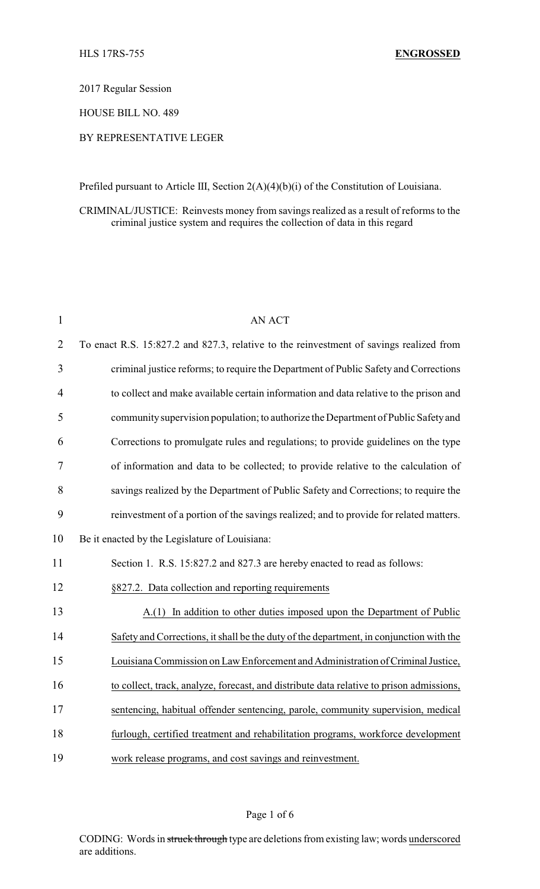HLS 17RS-755 **ENGROSSED**

2017 Regular Session

HOUSE BILL NO. 489

BY REPRESENTATIVE LEGER

Prefiled pursuant to Article III, Section 2(A)(4)(b)(i) of the Constitution of Louisiana.

CRIMINAL/JUSTICE: Reinvests money from savings realized as a result of reforms to the criminal justice system and requires the collection of data in this regard

AN ACT

To enact R.S. 15:827.2 and 827.3, relative to the reinvestment of savings realized from criminal justice reforms; to require the Department of Public Safety and Corrections to collect and make available certain information and data relative to the prison and community supervision population; to authorize the Department of Public Safety and Corrections to promulgate rules and regulations; to provide guidelines on the type of information and data to be collected; to provide relative to the calculation of savings realized by the Department of Public Safety and Corrections; to require the reinvestment of a portion of the savings realized; and to provide for related matters.

Be it enacted by the Legislature of Louisiana:

Section 1. R.S. 15:827.2 and 827.3 are hereby enacted to read as follows:

§827.2. Data collection and reporting requirements

A.(1) In addition to other duties imposed upon the Department of Public Safety and Corrections, it shall be the duty of the department, in conjunction with the Louisiana Commission on Law Enforcement and Administration of Criminal Justice, to collect, track, analyze, forecast, and distribute data relative to prison admissions, sentencing, habitual offender sentencing, parole, community supervision, medical furlough, certified treatment and rehabilitation programs, workforce development work release programs, and cost savings and reinvestment.

CODING: Words in ~~struck through~~ type are deletions from existing law; words underscored are additions.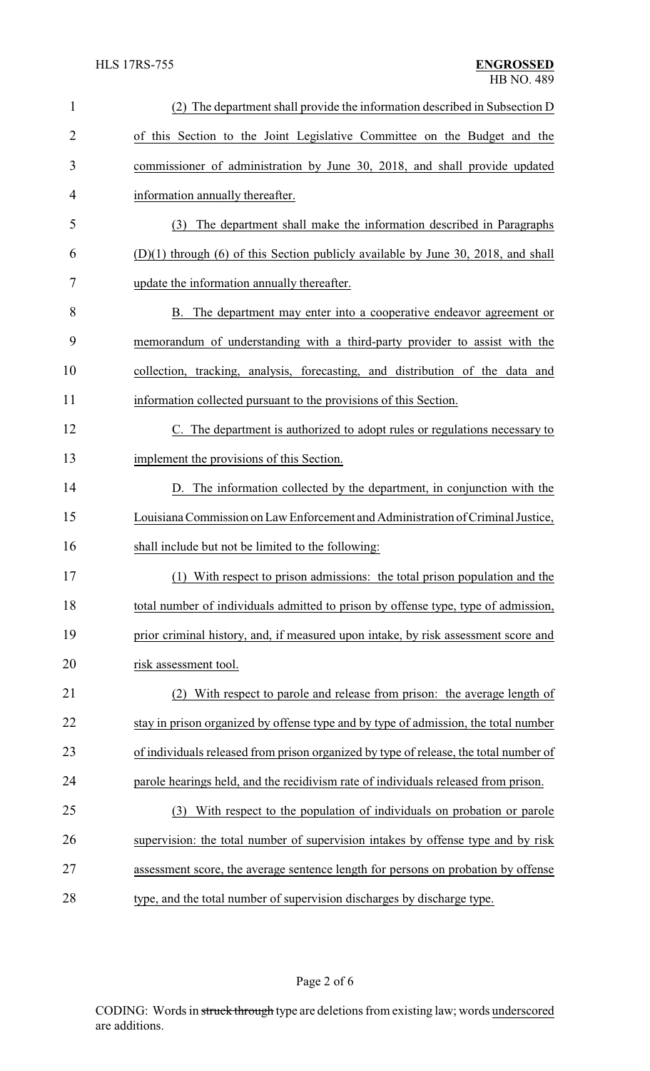(2) The department shall provide the information described in Subsection D of this Section to the Joint Legislative Committee on the Budget and the commissioner of administration by June 30, 2018, and shall provide updated information annually thereafter.

(3) The department shall make the information described in Paragraphs (D)(1) through (6) of this Section publicly available by June 30, 2018, and shall update the information annually thereafter.

B. The department may enter into a cooperative endeavor agreement or memorandum of understanding with a third-party provider to assist with the collection, tracking, analysis, forecasting, and distribution of the data and information collected pursuant to the provisions of this Section.

C. The department is authorized to adopt rules or regulations necessary to implement the provisions of this Section.

D. The information collected by the department, in conjunction with the Louisiana Commission on Law Enforcement and Administration of Criminal Justice, shall include but not be limited to the following:

(1) With respect to prison admissions: the total prison population and the total number of individuals admitted to prison by offense type, type of admission, prior criminal history, and, if measured upon intake, by risk assessment score and risk assessment tool.

(2) With respect to parole and release from prison: the average length of stay in prison organized by offense type and by type of admission, the total number of individuals released from prison organized by type of release, the total number of parole hearings held, and the recidivism rate of individuals released from prison.

(3) With respect to the population of individuals on probation or parole supervision: the total number of supervision intakes by offense type and by risk assessment score, the average sentence length for persons on probation by offense type, and the total number of supervision discharges by discharge type.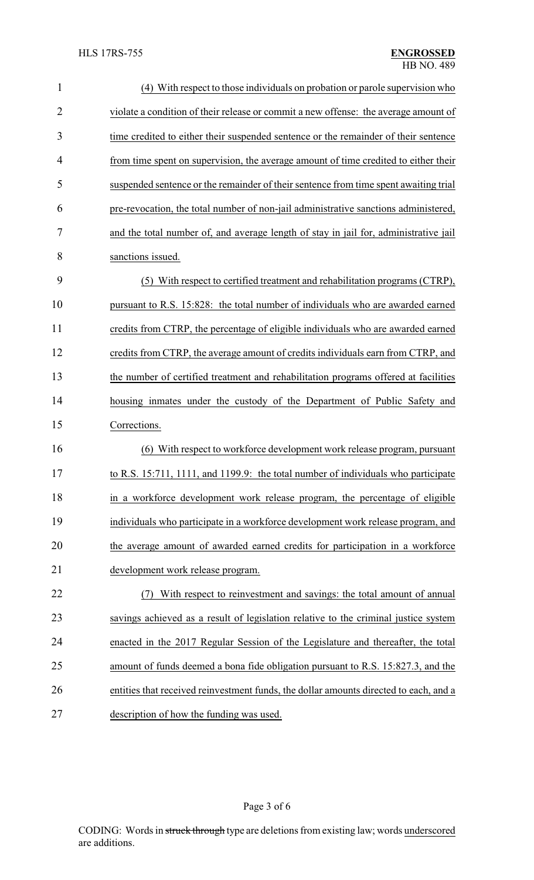(4) With respect to those individuals on probation or parole supervision who violate a condition of their release or commit a new offense: the average amount of time credited to either their suspended sentence or the remainder of their sentence from time spent on supervision, the average amount of time credited to either their suspended sentence or the remainder of their sentence from time spent awaiting trial pre-revocation, the total number of non-jail administrative sanctions administered, and the total number of, and average length of stay in jail for, administrative jail sanctions issued.

(5) With respect to certified treatment and rehabilitation programs (CTRP), pursuant to R.S. 15:828: the total number of individuals who are awarded earned credits from CTRP, the percentage of eligible individuals who are awarded earned credits from CTRP, the average amount of credits individuals earn from CTRP, and the number of certified treatment and rehabilitation programs offered at facilities housing inmates under the custody of the Department of Public Safety and Corrections.

(6) With respect to workforce development work release program, pursuant to R.S. 15:711, 1111, and 1199.9: the total number of individuals who participate in a workforce development work release program, the percentage of eligible individuals who participate in a workforce development work release program, and the average amount of awarded earned credits for participation in a workforce development work release program.

(7) With respect to reinvestment and savings: the total amount of annual savings achieved as a result of legislation relative to the criminal justice system enacted in the 2017 Regular Session of the Legislature and thereafter, the total amount of funds deemed a bona fide obligation pursuant to R.S. 15:827.3, and the entities that received reinvestment funds, the dollar amounts directed to each, and a description of how the funding was used.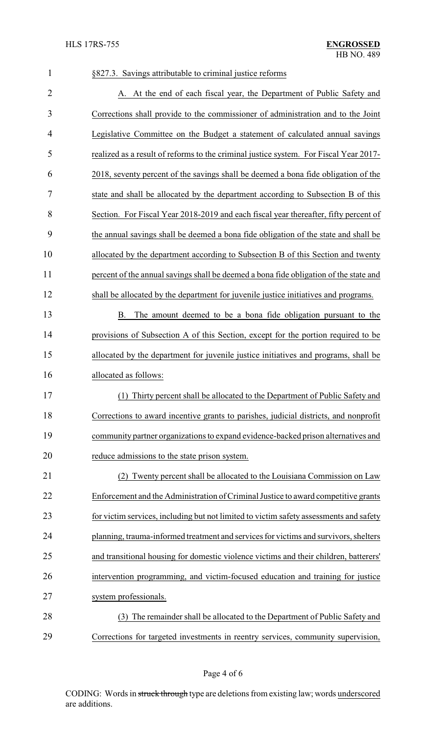§827.3. Savings attributable to criminal justice reforms

A. At the end of each fiscal year, the Department of Public Safety and Corrections shall provide to the commissioner of administration and to the Joint Legislative Committee on the Budget a statement of calculated annual savings realized as a result of reforms to the criminal justice system. For Fiscal Year 2017-2018, seventy percent of the savings shall be deemed a bona fide obligation of the state and shall be allocated by the department according to Subsection B of this Section. For Fiscal Year 2018-2019 and each fiscal year thereafter, fifty percent of the annual savings shall be deemed a bona fide obligation of the state and shall be allocated by the department according to Subsection B of this Section and twenty percent of the annual savings shall be deemed a bona fide obligation of the state and shall be allocated by the department for juvenile justice initiatives and programs.

B. The amount deemed to be a bona fide obligation pursuant to the provisions of Subsection A of this Section, except for the portion required to be allocated by the department for juvenile justice initiatives and programs, shall be allocated as follows:

(1) Thirty percent shall be allocated to the Department of Public Safety and Corrections to award incentive grants to parishes, judicial districts, and nonprofit community partner organizations to expand evidence-backed prison alternatives and reduce admissions to the state prison system.

(2) Twenty percent shall be allocated to the Louisiana Commission on Law Enforcement and the Administration of Criminal Justice to award competitive grants for victim services, including but not limited to victim safety assessments and safety planning, trauma-informed treatment and services for victims and survivors, shelters and transitional housing for domestic violence victims and their children, batterers' intervention programming, and victim-focused education and training for justice system professionals.

(3) The remainder shall be allocated to the Department of Public Safety and Corrections for targeted investments in reentry services, community supervision,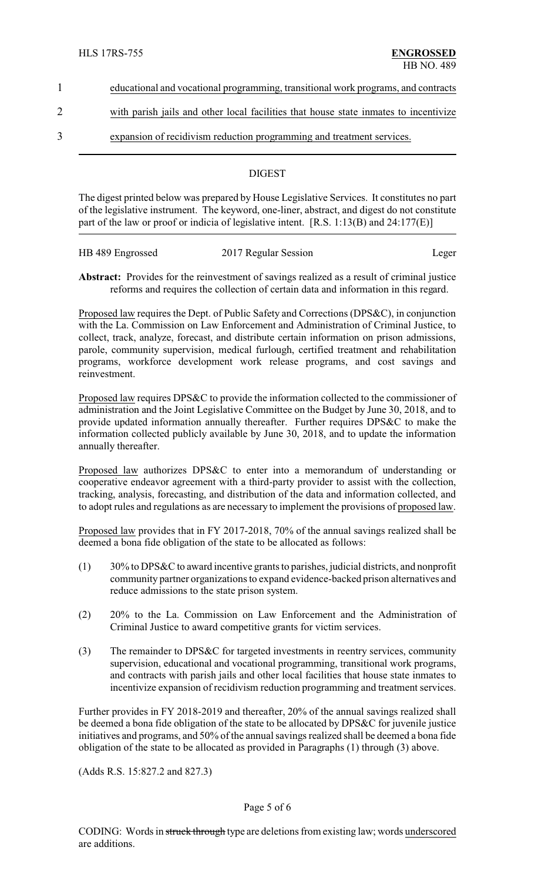1 educational and vocational programming, transitional work programs, and contracts

2 with parish jails and other local facilities that house state inmates to incentivize

3 expansion of recidivism reduction programming and treatment services.

## DIGEST

The digest printed below was prepared by House Legislative Services. It constitutes no part of the legislative instrument. The keyword, one-liner, abstract, and digest do not constitute part of the law or proof or indicia of legislative intent. [R.S. 1:13(B) and 24:177(E)]

HB 489 Engrossed | 2017 Regular Session | Leger

**Abstract:** Provides for the reinvestment of savings realized as a result of criminal justice reforms and requires the collection of certain data and information in this regard.

Proposed law requires the Dept. of Public Safety and Corrections (DPS&C), in conjunction with the La. Commission on Law Enforcement and Administration of Criminal Justice, to collect, track, analyze, forecast, and distribute certain information on prison admissions, parole, community supervision, medical furlough, certified treatment and rehabilitation programs, workforce development work release programs, and cost savings and reinvestment.

Proposed law requires DPS&C to provide the information collected to the commissioner of administration and the Joint Legislative Committee on the Budget by June 30, 2018, and to provide updated information annually thereafter. Further requires DPS&C to make the information collected publicly available by June 30, 2018, and to update the information annually thereafter.

Proposed law authorizes DPS&C to enter into a memorandum of understanding or cooperative endeavor agreement with a third-party provider to assist with the collection, tracking, analysis, forecasting, and distribution of the data and information collected, and to adopt rules and regulations as are necessary to implement the provisions of proposed law.

Proposed law provides that in FY 2017-2018, 70% of the annual savings realized shall be deemed a bona fide obligation of the state to be allocated as follows:

(1) 30% to DPS&C to award incentive grants to parishes, judicial districts, and nonprofit community partner organizations to expand evidence-backed prison alternatives and reduce admissions to the state prison system.

(2) 20% to the La. Commission on Law Enforcement and the Administration of Criminal Justice to award competitive grants for victim services.

(3) The remainder to DPS&C for targeted investments in reentry services, community supervision, educational and vocational programming, transitional work programs, and contracts with parish jails and other local facilities that house state inmates to incentivize expansion of recidivism reduction programming and treatment services.

Further provides in FY 2018-2019 and thereafter, 20% of the annual savings realized shall be deemed a bona fide obligation of the state to be allocated by DPS&C for juvenile justice initiatives and programs, and 50% of the annual savings realized shall be deemed a bona fide obligation of the state to be allocated as provided in Paragraphs (1) through (3) above.

(Adds R.S. 15:827.2 and 827.3)

CODING: Words in struck through type are deletions from existing law; words underscored are additions.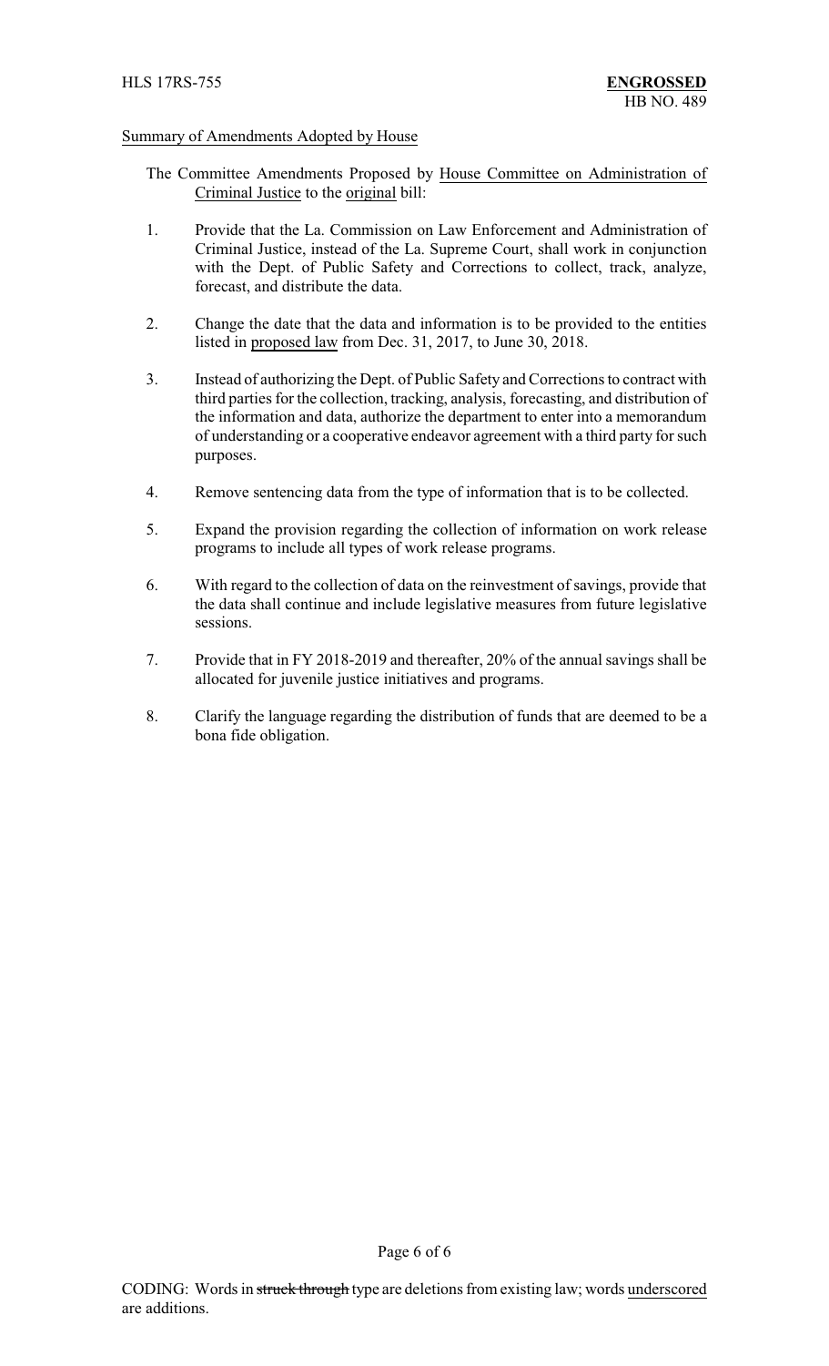Summary of Amendments Adopted by House

The Committee Amendments Proposed by House Committee on Administration of Criminal Justice to the original bill:

1. Provide that the La. Commission on Law Enforcement and Administration of Criminal Justice, instead of the La. Supreme Court, shall work in conjunction with the Dept. of Public Safety and Corrections to collect, track, analyze, forecast, and distribute the data.

2. Change the date that the data and information is to be provided to the entities listed in proposed law from Dec. 31, 2017, to June 30, 2018.

3. Instead of authorizing the Dept. of Public Safety and Corrections to contract with third parties for the collection, tracking, analysis, forecasting, and distribution of the information and data, authorize the department to enter into a memorandum of understanding or a cooperative endeavor agreement with a third party for such purposes.

4. Remove sentencing data from the type of information that is to be collected.

5. Expand the provision regarding the collection of information on work release programs to include all types of work release programs.

6. With regard to the collection of data on the reinvestment of savings, provide that the data shall continue and include legislative measures from future legislative sessions.

7. Provide that in FY 2018-2019 and thereafter, 20% of the annual savings shall be allocated for juvenile justice initiatives and programs.

8. Clarify the language regarding the distribution of funds that are deemed to be a bona fide obligation.